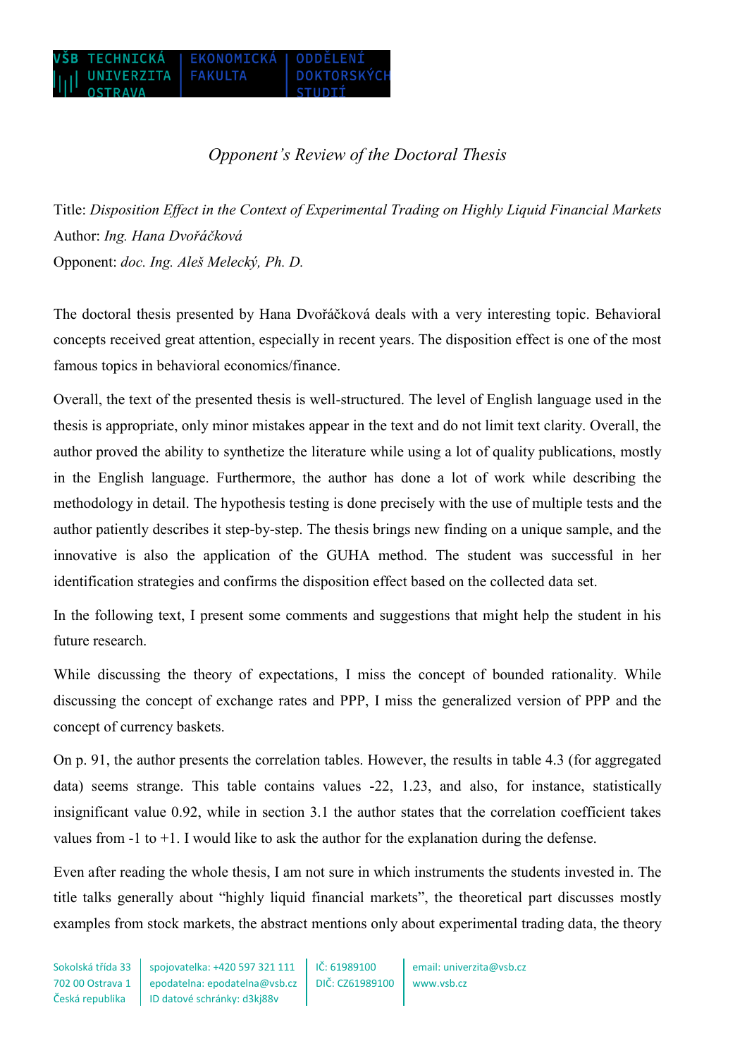VŠB TECHNICKÁ UNIVERZITA OSTRAVA | EKONOMICKÁ FAKULTA | ODDĚLENÍ DOKTORSKÝCH STUDIÍ

*Opponent's Review of the Doctoral Thesis*

Title: *Disposition Effect in the Context of Experimental Trading on Highly Liquid Financial Markets*
Author: *Ing. Hana Dvořáčková*
Opponent: *doc. Ing. Aleš Melecký, Ph. D.*

The doctoral thesis presented by Hana Dvořáčková deals with a very interesting topic. Behavioral concepts received great attention, especially in recent years. The disposition effect is one of the most famous topics in behavioral economics/finance.

Overall, the text of the presented thesis is well-structured. The level of English language used in the thesis is appropriate, only minor mistakes appear in the text and do not limit text clarity. Overall, the author proved the ability to synthetize the literature while using a lot of quality publications, mostly in the English language. Furthermore, the author has done a lot of work while describing the methodology in detail. The hypothesis testing is done precisely with the use of multiple tests and the author patiently describes it step-by-step. The thesis brings new finding on a unique sample, and the innovative is also the application of the GUHA method. The student was successful in her identification strategies and confirms the disposition effect based on the collected data set.

In the following text, I present some comments and suggestions that might help the student in his future research.

While discussing the theory of expectations, I miss the concept of bounded rationality. While discussing the concept of exchange rates and PPP, I miss the generalized version of PPP and the concept of currency baskets.

On p. 91, the author presents the correlation tables. However, the results in table 4.3 (for aggregated data) seems strange. This table contains values -22, 1.23, and also, for instance, statistically insignificant value 0.92, while in section 3.1 the author states that the correlation coefficient takes values from -1 to +1. I would like to ask the author for the explanation during the defense.

Even after reading the whole thesis, I am not sure in which instruments the students invested in. The title talks generally about "highly liquid financial markets", the theoretical part discusses mostly examples from stock markets, the abstract mentions only about experimental trading data, the theory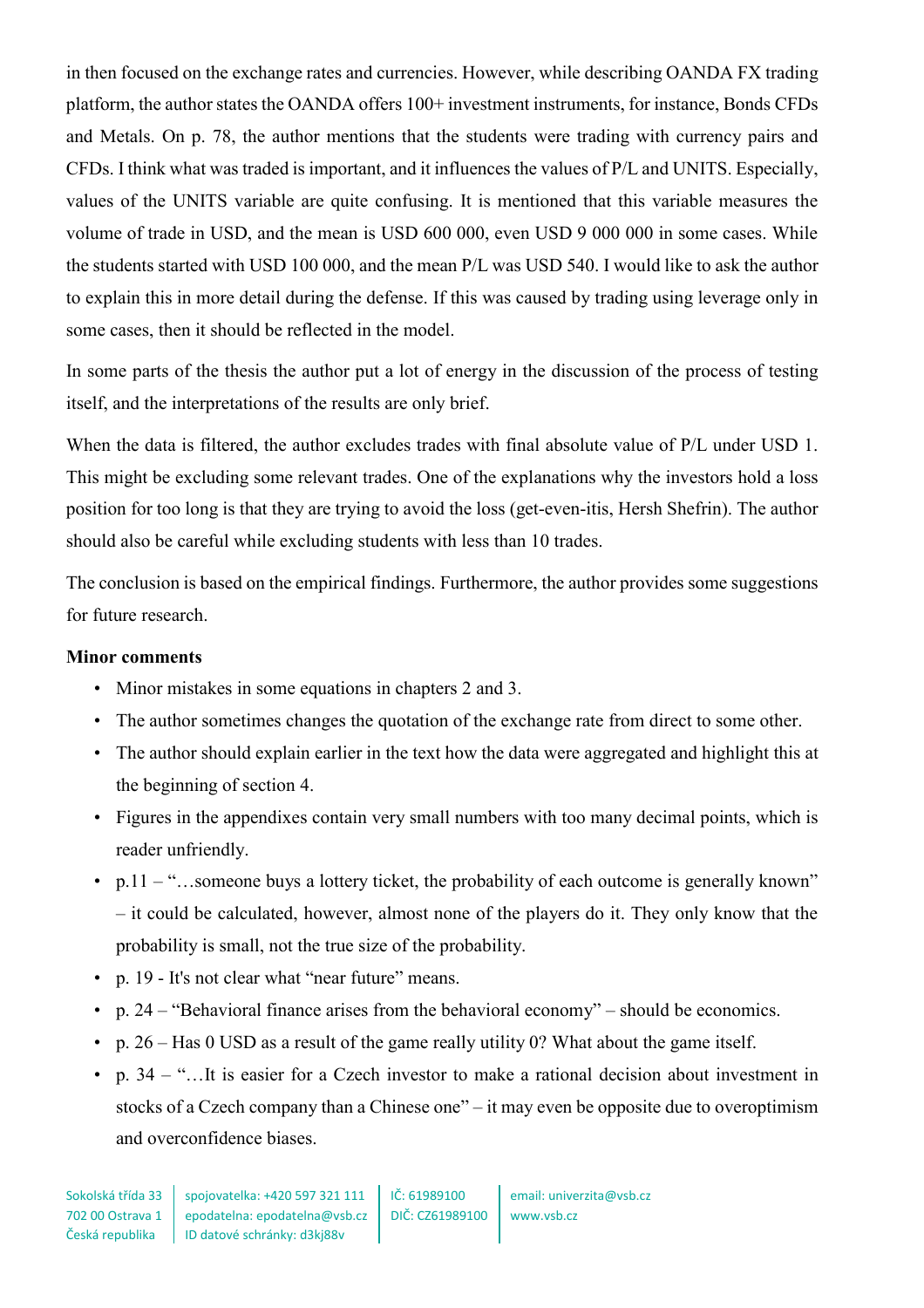in then focused on the exchange rates and currencies. However, while describing OANDA FX trading platform, the author states the OANDA offers 100+ investment instruments, for instance, Bonds CFDs and Metals. On p. 78, the author mentions that the students were trading with currency pairs and CFDs. I think what was traded is important, and it influences the values of P/L and UNITS. Especially, values of the UNITS variable are quite confusing. It is mentioned that this variable measures the volume of trade in USD, and the mean is USD 600 000, even USD 9 000 000 in some cases. While the students started with USD 100 000, and the mean P/L was USD 540. I would like to ask the author to explain this in more detail during the defense. If this was caused by trading using leverage only in some cases, then it should be reflected in the model.

In some parts of the thesis the author put a lot of energy in the discussion of the process of testing itself, and the interpretations of the results are only brief.

When the data is filtered, the author excludes trades with final absolute value of P/L under USD 1. This might be excluding some relevant trades. One of the explanations why the investors hold a loss position for too long is that they are trying to avoid the loss (get-even-itis, Hersh Shefrin). The author should also be careful while excluding students with less than 10 trades.

The conclusion is based on the empirical findings. Furthermore, the author provides some suggestions for future research.

**Minor comments**

- Minor mistakes in some equations in chapters 2 and 3.
- The author sometimes changes the quotation of the exchange rate from direct to some other.
- The author should explain earlier in the text how the data were aggregated and highlight this at the beginning of section 4.
- Figures in the appendixes contain very small numbers with too many decimal points, which is reader unfriendly.
- p.11 – "…someone buys a lottery ticket, the probability of each outcome is generally known" – it could be calculated, however, almost none of the players do it. They only know that the probability is small, not the true size of the probability.
- p. 19 - It's not clear what "near future" means.
- p. 24 – "Behavioral finance arises from the behavioral economy" – should be economics.
- p. 26 – Has 0 USD as a result of the game really utility 0? What about the game itself.
- p. 34 – "…It is easier for a Czech investor to make a rational decision about investment in stocks of a Czech company than a Chinese one" – it may even be opposite due to overoptimism and overconfidence biases.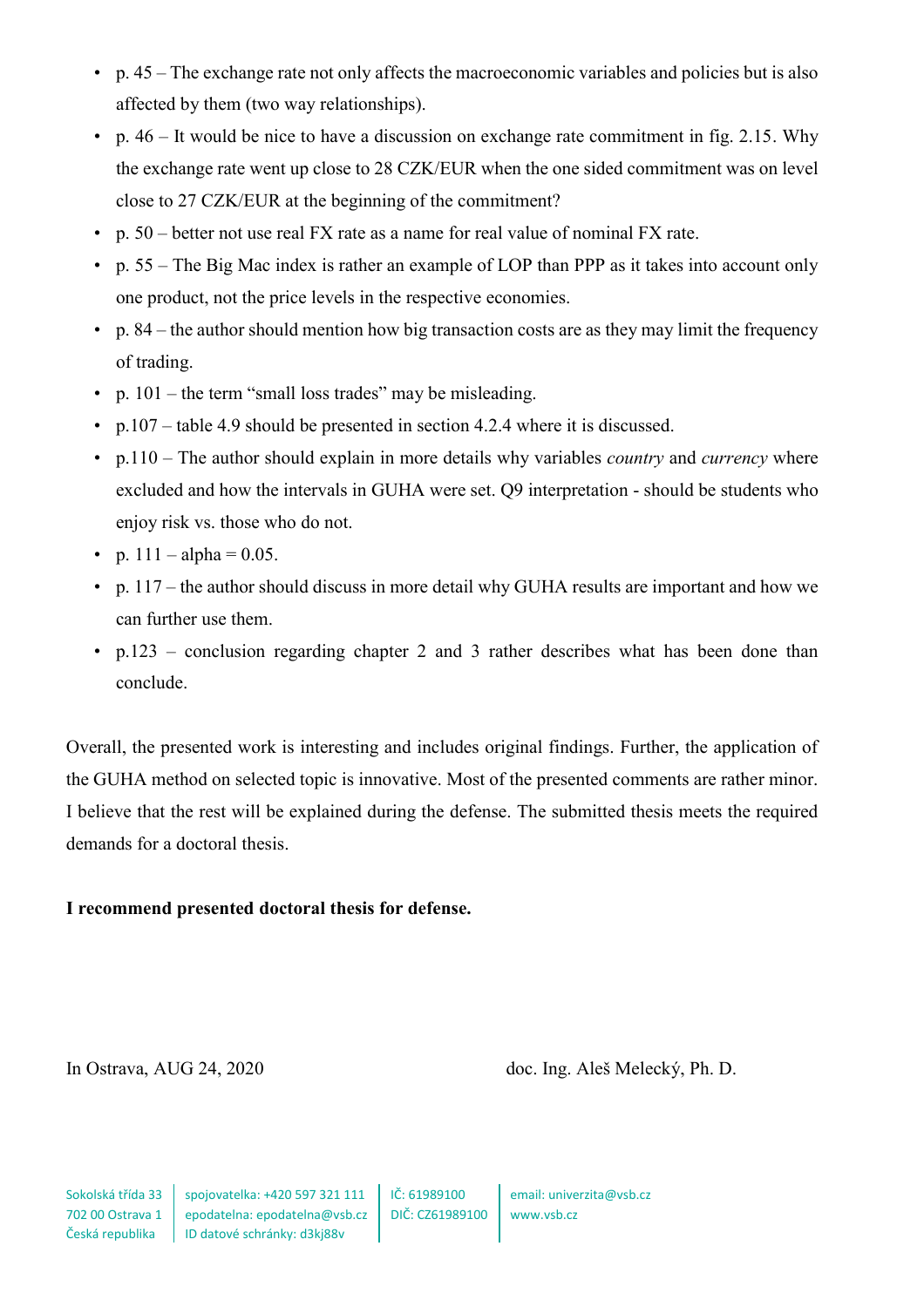- p. 45 – The exchange rate not only affects the macroeconomic variables and policies but is also affected by them (two way relationships).
- p. 46 – It would be nice to have a discussion on exchange rate commitment in fig. 2.15. Why the exchange rate went up close to 28 CZK/EUR when the one sided commitment was on level close to 27 CZK/EUR at the beginning of the commitment?
- p. 50 – better not use real FX rate as a name for real value of nominal FX rate.
- p. 55 – The Big Mac index is rather an example of LOP than PPP as it takes into account only one product, not the price levels in the respective economies.
- p. 84 – the author should mention how big transaction costs are as they may limit the frequency of trading.
- p. 101 – the term "small loss trades" may be misleading.
- p.107 – table 4.9 should be presented in section 4.2.4 where it is discussed.
- p.110 – The author should explain in more details why variables *country* and *currency* where excluded and how the intervals in GUHA were set. Q9 interpretation - should be students who enjoy risk vs. those who do not.
- p. 111 – alpha = 0.05.
- p. 117 – the author should discuss in more detail why GUHA results are important and how we can further use them.
- p.123 – conclusion regarding chapter 2 and 3 rather describes what has been done than conclude.

Overall, the presented work is interesting and includes original findings. Further, the application of the GUHA method on selected topic is innovative. Most of the presented comments are rather minor. I believe that the rest will be explained during the defense. The submitted thesis meets the required demands for a doctoral thesis.

**I recommend presented doctoral thesis for defense.**

In Ostrava, AUG 24, 2020

doc. Ing. Aleš Melecký, Ph. D.